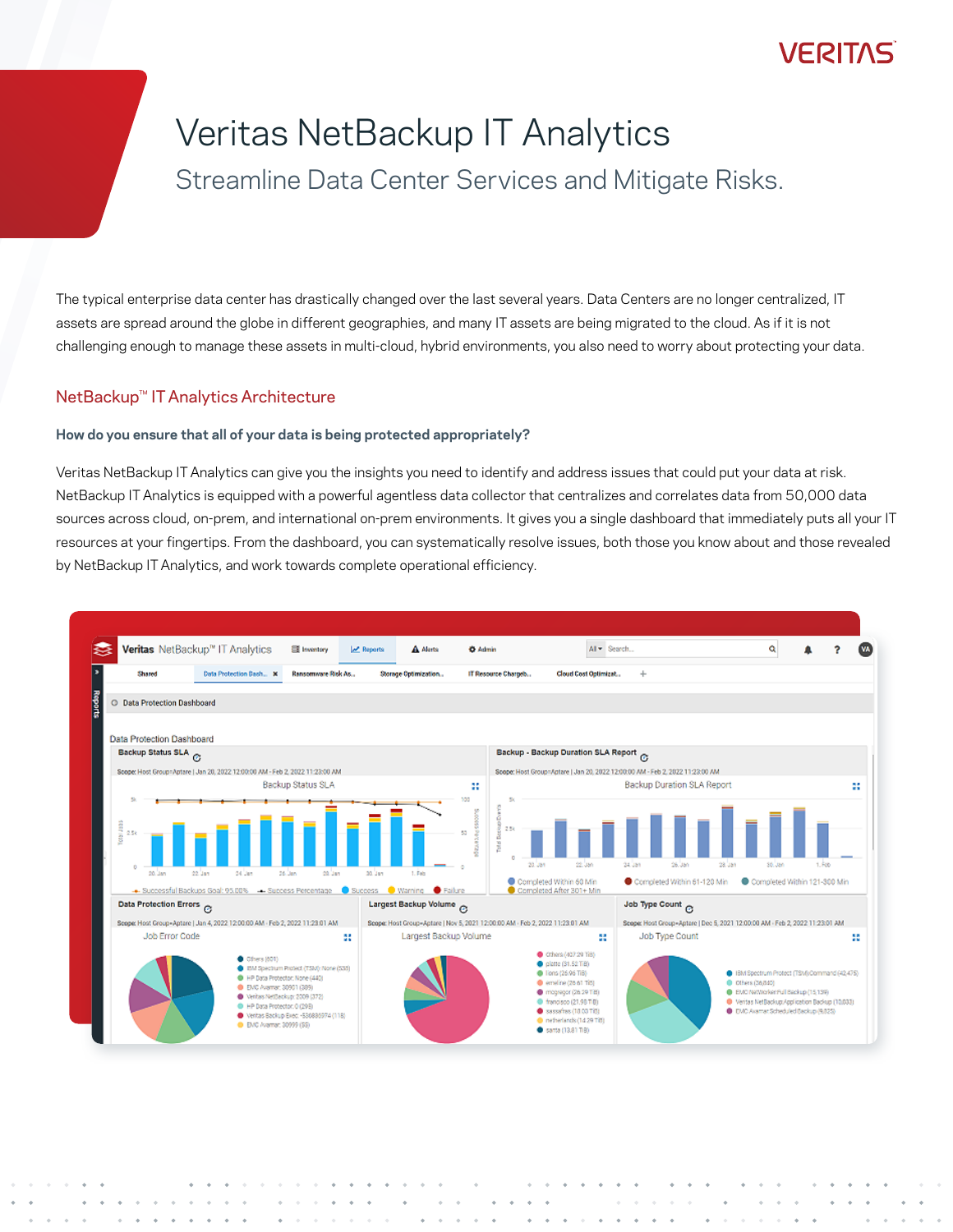# Veritas NetBackup IT Analytics

## Streamline Data Center Services and Mitigate Risks.

The typical enterprise data center has drastically changed over the last several years. Data Centers are no longer centralized, IT assets are spread around the globe in different geographies, and many IT assets are being migrated to the cloud. As if it is not challenging enough to manage these assets in multi-cloud, hybrid environments, you also need to worry about protecting your data.

## NetBackup™ IT Analytics Architecture

**How do you ensure that all of your data is being protected appropriately?**

Veritas NetBackup IT Analytics can give you the insights you need to identify and address issues that could put your data at risk. NetBackup IT Analytics is equipped with a powerful agentless data collector that centralizes and correlates data from 50,000 data sources across cloud, on-prem, and international on-prem environments. It gives you a single dashboard that immediately puts all your IT resources at your fingertips. From the dashboard, you can systematically resolve issues, both those you know about and those revealed by NetBackup IT Analytics, and work towards complete operational efficiency.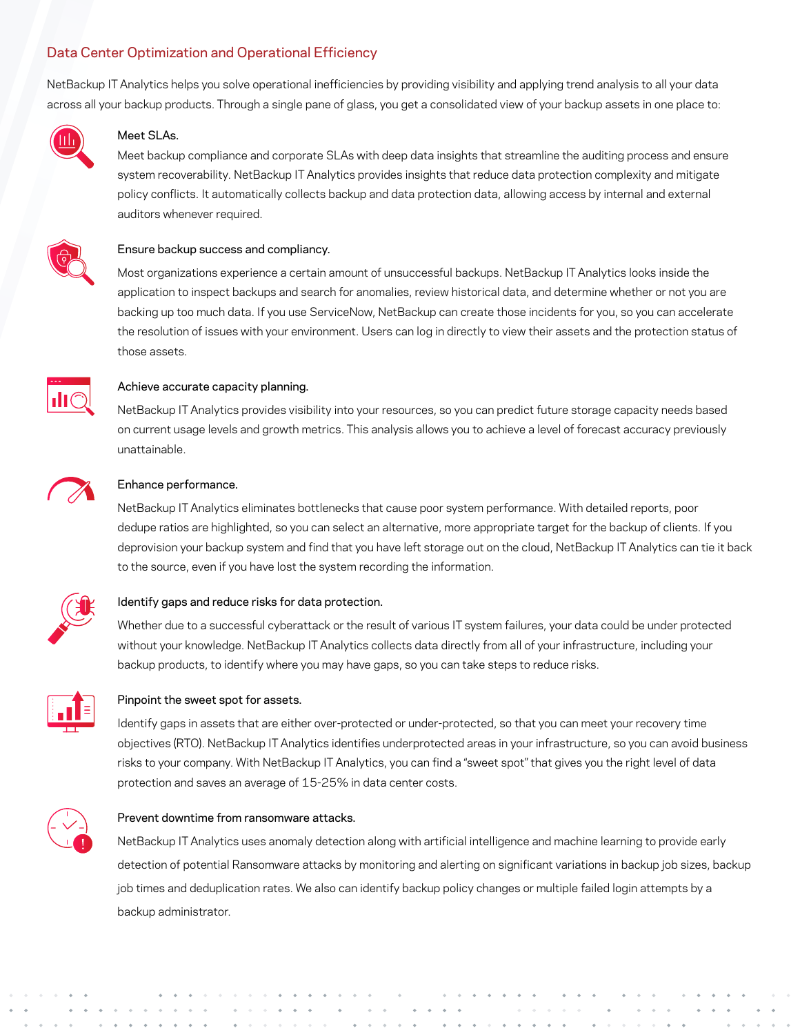## Data Center Optimization and Operational Efficiency

NetBackup IT Analytics helps you solve operational inefficiencies by providing visibility and applying trend analysis to all your data across all your backup products. Through a single pane of glass, you get a consolidated view of your backup assets in one place to:

### Meet SLAs.

Meet backup compliance and corporate SLAs with deep data insights that streamline the auditing process and ensure system recoverability. NetBackup IT Analytics provides insights that reduce data protection complexity and mitigate policy conflicts. It automatically collects backup and data protection data, allowing access by internal and external auditors whenever required.

### Ensure backup success and compliancy.

Most organizations experience a certain amount of unsuccessful backups. NetBackup IT Analytics looks inside the application to inspect backups and search for anomalies, review historical data, and determine whether or not you are backing up too much data. If you use ServiceNow, NetBackup can create those incidents for you, so you can accelerate the resolution of issues with your environment. Users can log in directly to view their assets and the protection status of those assets.

### Achieve accurate capacity planning.

NetBackup IT Analytics provides visibility into your resources, so you can predict future storage capacity needs based on current usage levels and growth metrics. This analysis allows you to achieve a level of forecast accuracy previously unattainable.

### Enhance performance.

NetBackup IT Analytics eliminates bottlenecks that cause poor system performance. With detailed reports, poor dedupe ratios are highlighted, so you can select an alternative, more appropriate target for the backup of clients. If you deprovision your backup system and find that you have left storage out on the cloud, NetBackup IT Analytics can tie it back to the source, even if you have lost the system recording the information.

### Identify gaps and reduce risks for data protection.

Whether due to a successful cyberattack or the result of various IT system failures, your data could be under protected without your knowledge. NetBackup IT Analytics collects data directly from all of your infrastructure, including your backup products, to identify where you may have gaps, so you can take steps to reduce risks.

### Pinpoint the sweet spot for assets.

Identify gaps in assets that are either over-protected or under-protected, so that you can meet your recovery time objectives (RTO). NetBackup IT Analytics identifies underprotected areas in your infrastructure, so you can avoid business risks to your company. With NetBackup IT Analytics, you can find a "sweet spot" that gives you the right level of data protection and saves an average of 15-25% in data center costs.

### Prevent downtime from ransomware attacks.

NetBackup IT Analytics uses anomaly detection along with artificial intelligence and machine learning to provide early detection of potential Ransomware attacks by monitoring and alerting on significant variations in backup job sizes, backup job times and deduplication rates. We also can identify backup policy changes or multiple failed login attempts by a backup administrator.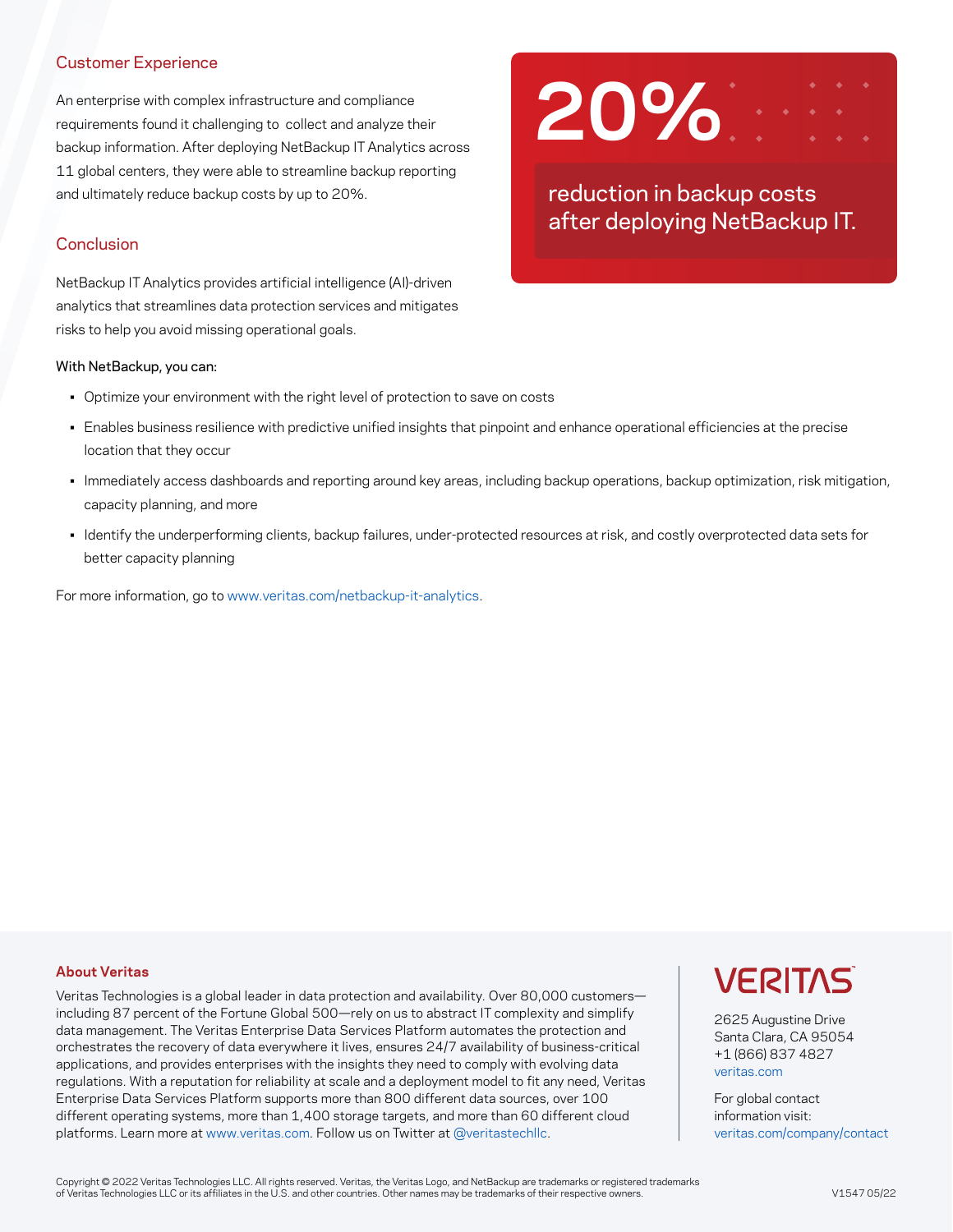## Customer Experience

An enterprise with complex infrastructure and compliance requirements found it challenging to collect and analyze their backup information. After deploying NetBackup IT Analytics across 11 global centers, they were able to streamline backup reporting and ultimately reduce backup costs by up to 20%.

**20%**

reduction in backup costs after deploying NetBackup IT.

## Conclusion

NetBackup IT Analytics provides artificial intelligence (AI)-driven analytics that streamlines data protection services and mitigates risks to help you avoid missing operational goals.

With NetBackup, you can:

- Optimize your environment with the right level of protection to save on costs
- Enables business resilience with predictive unified insights that pinpoint and enhance operational efficiencies at the precise location that they occur
- Immediately access dashboards and reporting around key areas, including backup operations, backup optimization, risk mitigation, capacity planning, and more
- Identify the underperforming clients, backup failures, under-protected resources at risk, and costly overprotected data sets for better capacity planning

For more information, go to www.veritas.com/netbackup-it-analytics.

**About Veritas**

Veritas Technologies is a global leader in data protection and availability. Over 80,000 customers—including 87 percent of the Fortune Global 500—rely on us to abstract IT complexity and simplify data management. The Veritas Enterprise Data Services Platform automates the protection and orchestrates the recovery of data everywhere it lives, ensures 24/7 availability of business-critical applications, and provides enterprises with the insights they need to comply with evolving data regulations. With a reputation for reliability at scale and a deployment model to fit any need, Veritas Enterprise Data Services Platform supports more than 800 different data sources, over 100 different operating systems, more than 1,400 storage targets, and more than 60 different cloud platforms. Learn more at www.veritas.com. Follow us on Twitter at @veritastechllc.

VERITAS

2625 Augustine Drive
Santa Clara, CA 95054
+1 (866) 837 4827
veritas.com

For global contact information visit:
veritas.com/company/contact

Copyright © 2022 Veritas Technologies LLC. All rights reserved. Veritas, the Veritas Logo, and NetBackup are trademarks or registered trademarks of Veritas Technologies LLC or its affiliates in the U.S. and other countries. Other names may be trademarks of their respective owners.

V1547 05/22